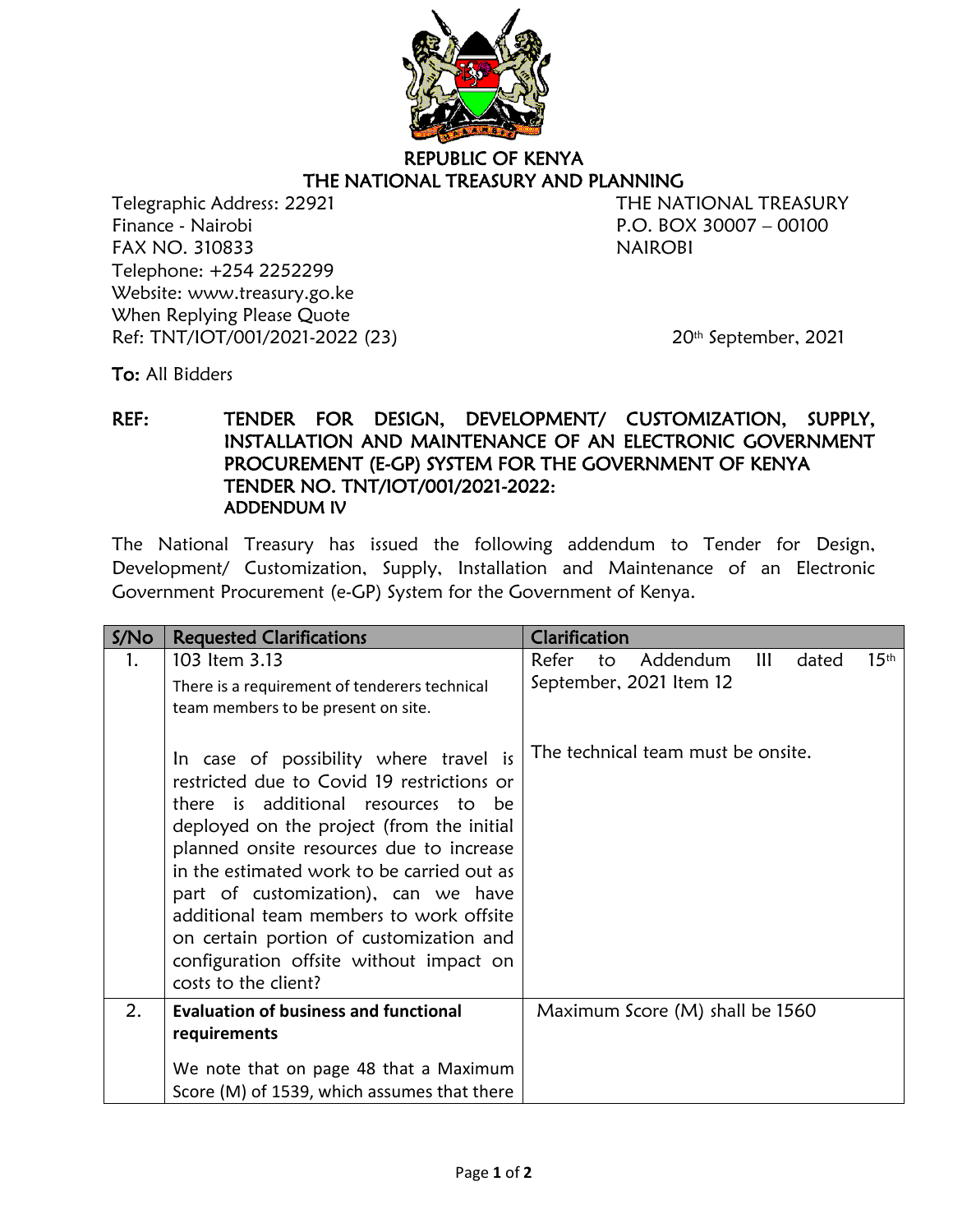# REPUBLIC OF KENYA
# THE NATIONAL TREASURY AND PLANNING

Telegraphic Address: 22921
Finance - Nairobi
FAX NO. 310833
Telephone: +254 2252299
Website: www.treasury.go.ke
When Replying Please Quote
Ref: TNT/IOT/001/2021-2022 (23)

THE NATIONAL TREASURY
P.O. BOX 30007 – 00100
NAIROBI

20th September, 2021

**To:** All Bidders

**REF: TENDER FOR DESIGN, DEVELOPMENT/ CUSTOMIZATION, SUPPLY, INSTALLATION AND MAINTENANCE OF AN ELECTRONIC GOVERNMENT PROCUREMENT (E-GP) SYSTEM FOR THE GOVERNMENT OF KENYA TENDER NO. TNT/IOT/001/2021-2022: ADDENDUM IV**

The National Treasury has issued the following addendum to Tender for Design, Development/ Customization, Supply, Installation and Maintenance of an Electronic Government Procurement (e-GP) System for the Government of Kenya.

| S/No | Requested Clarifications | Clarification |
|---|---|---|
| 1. | 103 Item 3.13<br>There is a requirement of tenderers technical team members to be present on site.<br><br>In case of possibility where travel is restricted due to Covid 19 restrictions or there is additional resources to be deployed on the project (from the initial planned onsite resources due to increase in the estimated work to be carried out as part of customization), can we have additional team members to work offsite on certain portion of customization and configuration offsite without impact on costs to the client? | Refer to Addendum III dated 15th September, 2021 Item 12<br><br>The technical team must be onsite. |
| 2. | **Evaluation of business and functional requirements**<br>We note that on page 48 that a Maximum Score (M) of 1539, which assumes that there | Maximum Score (M) shall be 1560 |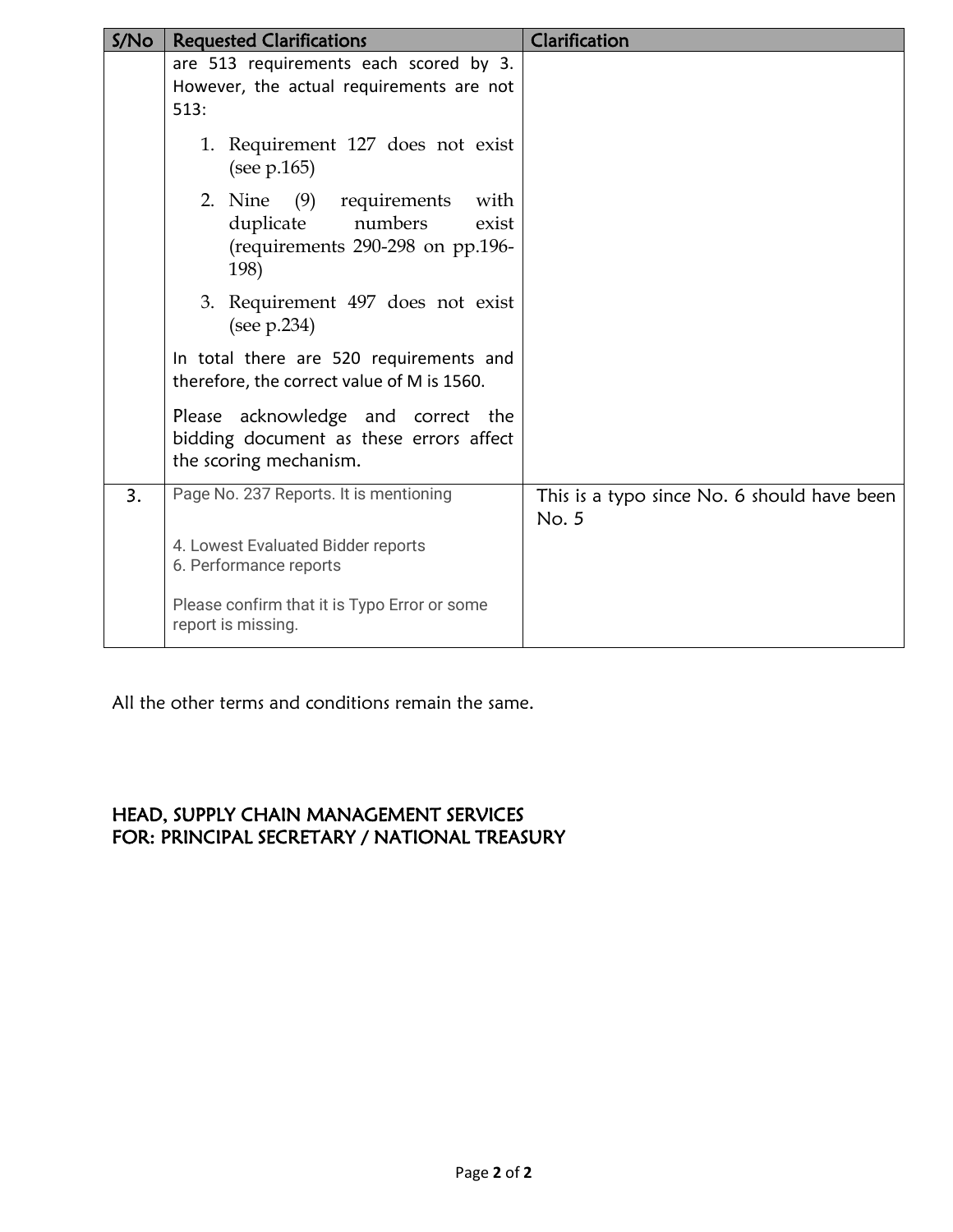| S/No | Requested Clarifications | Clarification |
|---|---|---|
| | are 513 requirements each scored by 3. However, the actual requirements are not 513:<br><br>1. Requirement 127 does not exist (see p.165)<br>2. Nine (9) requirements with duplicate numbers exist (requirements 290-298 on pp.196-198)<br>3. Requirement 497 does not exist (see p.234)<br><br>In total there are 520 requirements and therefore, the correct value of M is 1560.<br><br>Please acknowledge and correct the bidding document as these errors affect the scoring mechanism. | |
| 3. | Page No. 237 Reports. It is mentioning<br><br>4. Lowest Evaluated Bidder reports<br>6. Performance reports<br><br>Please confirm that it is Typo Error or some report is missing. | This is a typo since No. 6 should have been No. 5 |

All the other terms and conditions remain the same.

**HEAD, SUPPLY CHAIN MANAGEMENT SERVICES**
**FOR: PRINCIPAL SECRETARY / NATIONAL TREASURY**